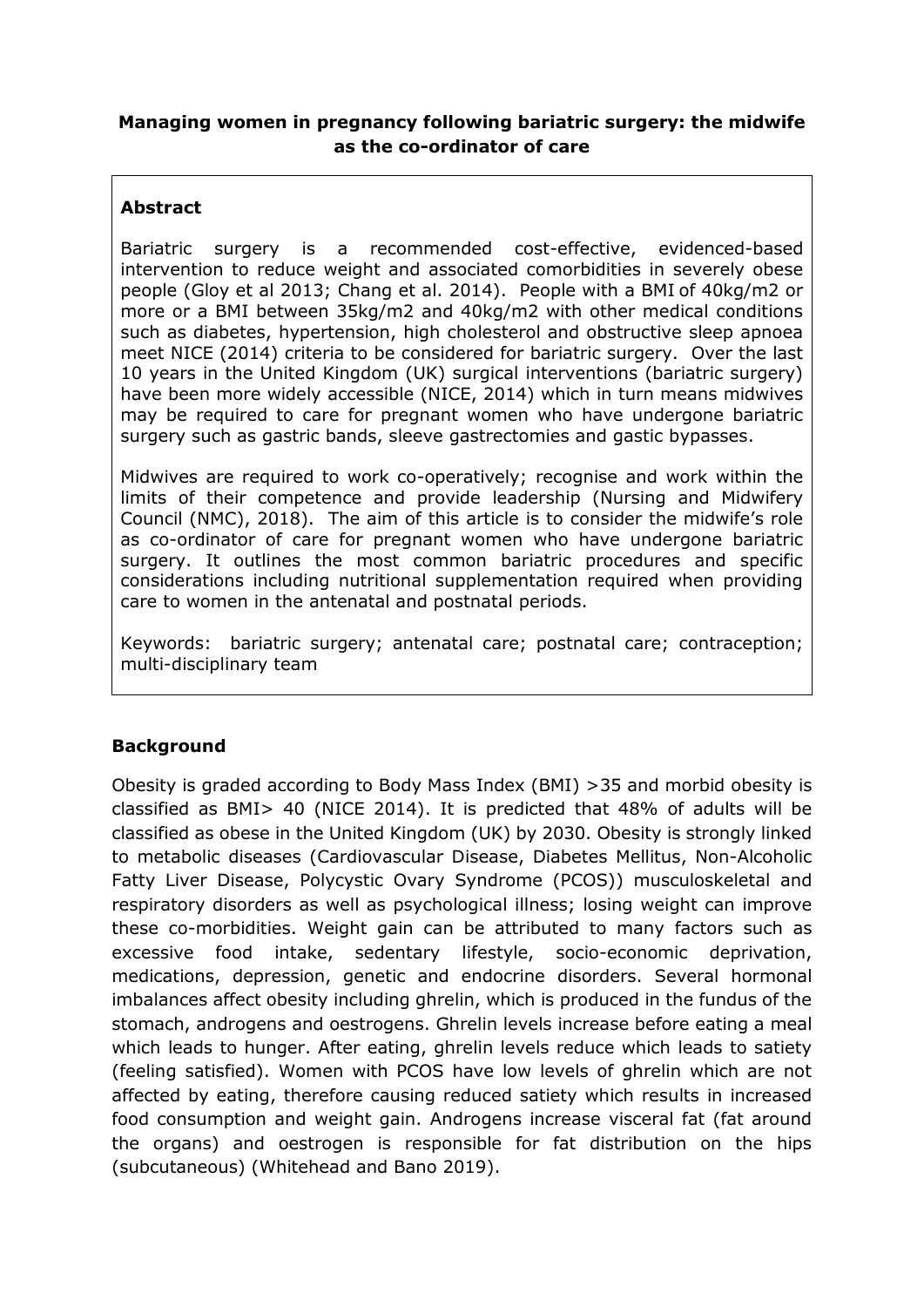**Managing women in pregnancy following bariatric surgery: the midwife as the co-ordinator of care**

## Abstract

Bariatric surgery is a recommended cost-effective, evidenced-based intervention to reduce weight and associated comorbidities in severely obese people (Gloy et al 2013; Chang et al. 2014). People with a BMI of 40kg/m2 or more or a BMI between 35kg/m2 and 40kg/m2 with other medical conditions such as diabetes, hypertension, high cholesterol and obstructive sleep apnoea meet NICE (2014) criteria to be considered for bariatric surgery. Over the last 10 years in the United Kingdom (UK) surgical interventions (bariatric surgery) have been more widely accessible (NICE, 2014) which in turn means midwives may be required to care for pregnant women who have undergone bariatric surgery such as gastric bands, sleeve gastrectomies and gastic bypasses.

Midwives are required to work co-operatively; recognise and work within the limits of their competence and provide leadership (Nursing and Midwifery Council (NMC), 2018). The aim of this article is to consider the midwife's role as co-ordinator of care for pregnant women who have undergone bariatric surgery. It outlines the most common bariatric procedures and specific considerations including nutritional supplementation required when providing care to women in the antenatal and postnatal periods.

Keywords: bariatric surgery; antenatal care; postnatal care; contraception; multi-disciplinary team

## Background

Obesity is graded according to Body Mass Index (BMI) >35 and morbid obesity is classified as BMI> 40 (NICE 2014). It is predicted that 48% of adults will be classified as obese in the United Kingdom (UK) by 2030. Obesity is strongly linked to metabolic diseases (Cardiovascular Disease, Diabetes Mellitus, Non-Alcoholic Fatty Liver Disease, Polycystic Ovary Syndrome (PCOS)) musculoskeletal and respiratory disorders as well as psychological illness; losing weight can improve these co-morbidities. Weight gain can be attributed to many factors such as excessive food intake, sedentary lifestyle, socio-economic deprivation, medications, depression, genetic and endocrine disorders. Several hormonal imbalances affect obesity including ghrelin, which is produced in the fundus of the stomach, androgens and oestrogens. Ghrelin levels increase before eating a meal which leads to hunger. After eating, ghrelin levels reduce which leads to satiety (feeling satisfied). Women with PCOS have low levels of ghrelin which are not affected by eating, therefore causing reduced satiety which results in increased food consumption and weight gain. Androgens increase visceral fat (fat around the organs) and oestrogen is responsible for fat distribution on the hips (subcutaneous) (Whitehead and Bano 2019).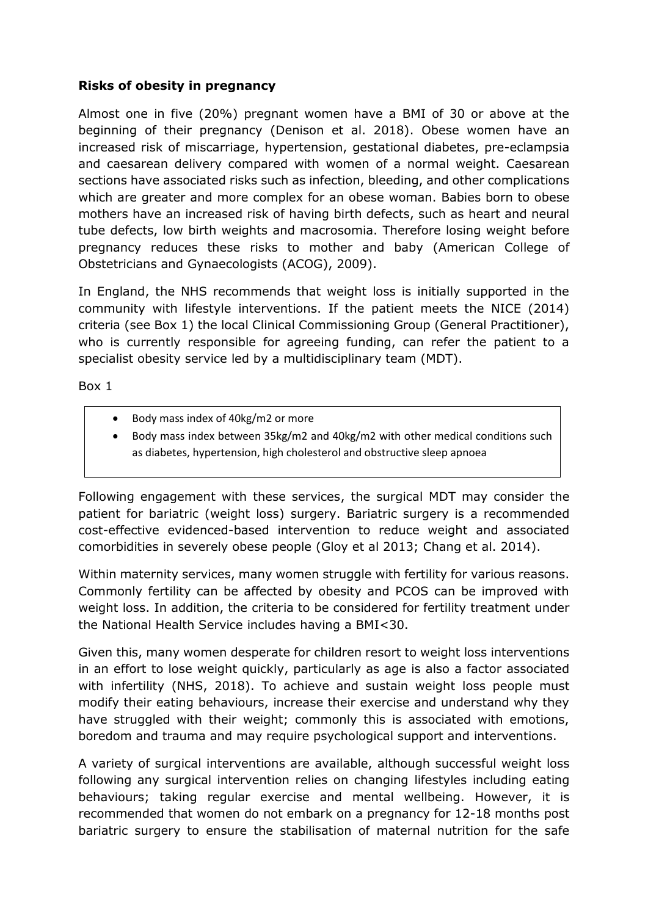**Risks of obesity in pregnancy**

Almost one in five (20%) pregnant women have a BMI of 30 or above at the beginning of their pregnancy (Denison et al. 2018). Obese women have an increased risk of miscarriage, hypertension, gestational diabetes, pre-eclampsia and caesarean delivery compared with women of a normal weight. Caesarean sections have associated risks such as infection, bleeding, and other complications which are greater and more complex for an obese woman. Babies born to obese mothers have an increased risk of having birth defects, such as heart and neural tube defects, low birth weights and macrosomia. Therefore losing weight before pregnancy reduces these risks to mother and baby (American College of Obstetricians and Gynaecologists (ACOG), 2009).

In England, the NHS recommends that weight loss is initially supported in the community with lifestyle interventions. If the patient meets the NICE (2014) criteria (see Box 1) the local Clinical Commissioning Group (General Practitioner), who is currently responsible for agreeing funding, can refer the patient to a specialist obesity service led by a multidisciplinary team (MDT).

Box 1

- Body mass index of 40kg/m2 or more
- Body mass index between 35kg/m2 and 40kg/m2 with other medical conditions such as diabetes, hypertension, high cholesterol and obstructive sleep apnoea

Following engagement with these services, the surgical MDT may consider the patient for bariatric (weight loss) surgery. Bariatric surgery is a recommended cost-effective evidenced-based intervention to reduce weight and associated comorbidities in severely obese people (Gloy et al 2013; Chang et al. 2014).

Within maternity services, many women struggle with fertility for various reasons. Commonly fertility can be affected by obesity and PCOS can be improved with weight loss. In addition, the criteria to be considered for fertility treatment under the National Health Service includes having a BMI<30.

Given this, many women desperate for children resort to weight loss interventions in an effort to lose weight quickly, particularly as age is also a factor associated with infertility (NHS, 2018). To achieve and sustain weight loss people must modify their eating behaviours, increase their exercise and understand why they have struggled with their weight; commonly this is associated with emotions, boredom and trauma and may require psychological support and interventions.

A variety of surgical interventions are available, although successful weight loss following any surgical intervention relies on changing lifestyles including eating behaviours; taking regular exercise and mental wellbeing. However, it is recommended that women do not embark on a pregnancy for 12-18 months post bariatric surgery to ensure the stabilisation of maternal nutrition for the safe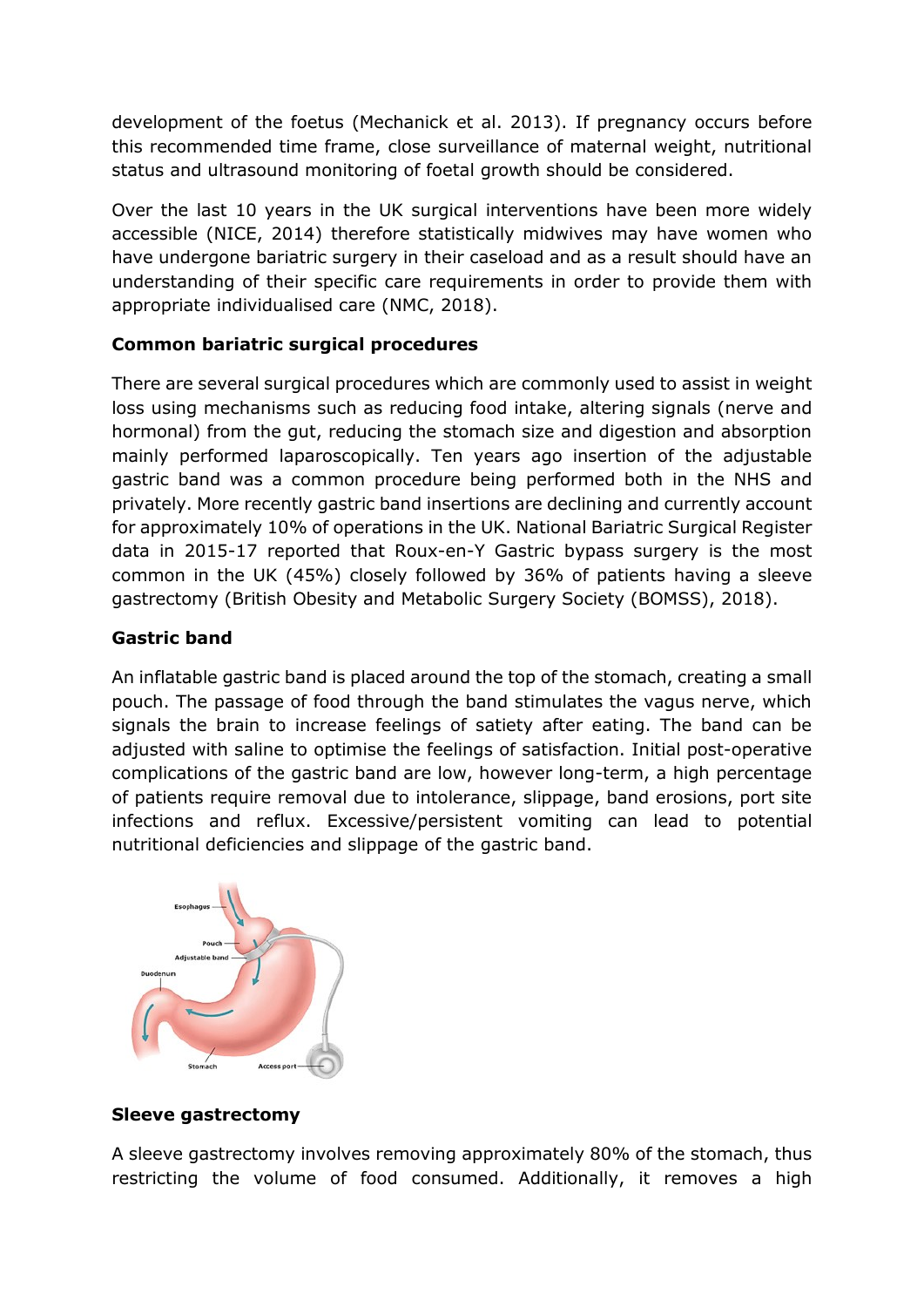development of the foetus (Mechanick et al. 2013). If pregnancy occurs before this recommended time frame, close surveillance of maternal weight, nutritional status and ultrasound monitoring of foetal growth should be considered.

Over the last 10 years in the UK surgical interventions have been more widely accessible (NICE, 2014) therefore statistically midwives may have women who have undergone bariatric surgery in their caseload and as a result should have an understanding of their specific care requirements in order to provide them with appropriate individualised care (NMC, 2018).

**Common bariatric surgical procedures**

There are several surgical procedures which are commonly used to assist in weight loss using mechanisms such as reducing food intake, altering signals (nerve and hormonal) from the gut, reducing the stomach size and digestion and absorption mainly performed laparoscopically. Ten years ago insertion of the adjustable gastric band was a common procedure being performed both in the NHS and privately. More recently gastric band insertions are declining and currently account for approximately 10% of operations in the UK. National Bariatric Surgical Register data in 2015-17 reported that Roux-en-Y Gastric bypass surgery is the most common in the UK (45%) closely followed by 36% of patients having a sleeve gastrectomy (British Obesity and Metabolic Surgery Society (BOMSS), 2018).

**Gastric band**

An inflatable gastric band is placed around the top of the stomach, creating a small pouch. The passage of food through the band stimulates the vagus nerve, which signals the brain to increase feelings of satiety after eating. The band can be adjusted with saline to optimise the feelings of satisfaction. Initial post-operative complications of the gastric band are low, however long-term, a high percentage of patients require removal due to intolerance, slippage, band erosions, port site infections and reflux. Excessive/persistent vomiting can lead to potential nutritional deficiencies and slippage of the gastric band.

**Sleeve gastrectomy**

A sleeve gastrectomy involves removing approximately 80% of the stomach, thus restricting the volume of food consumed. Additionally, it removes a high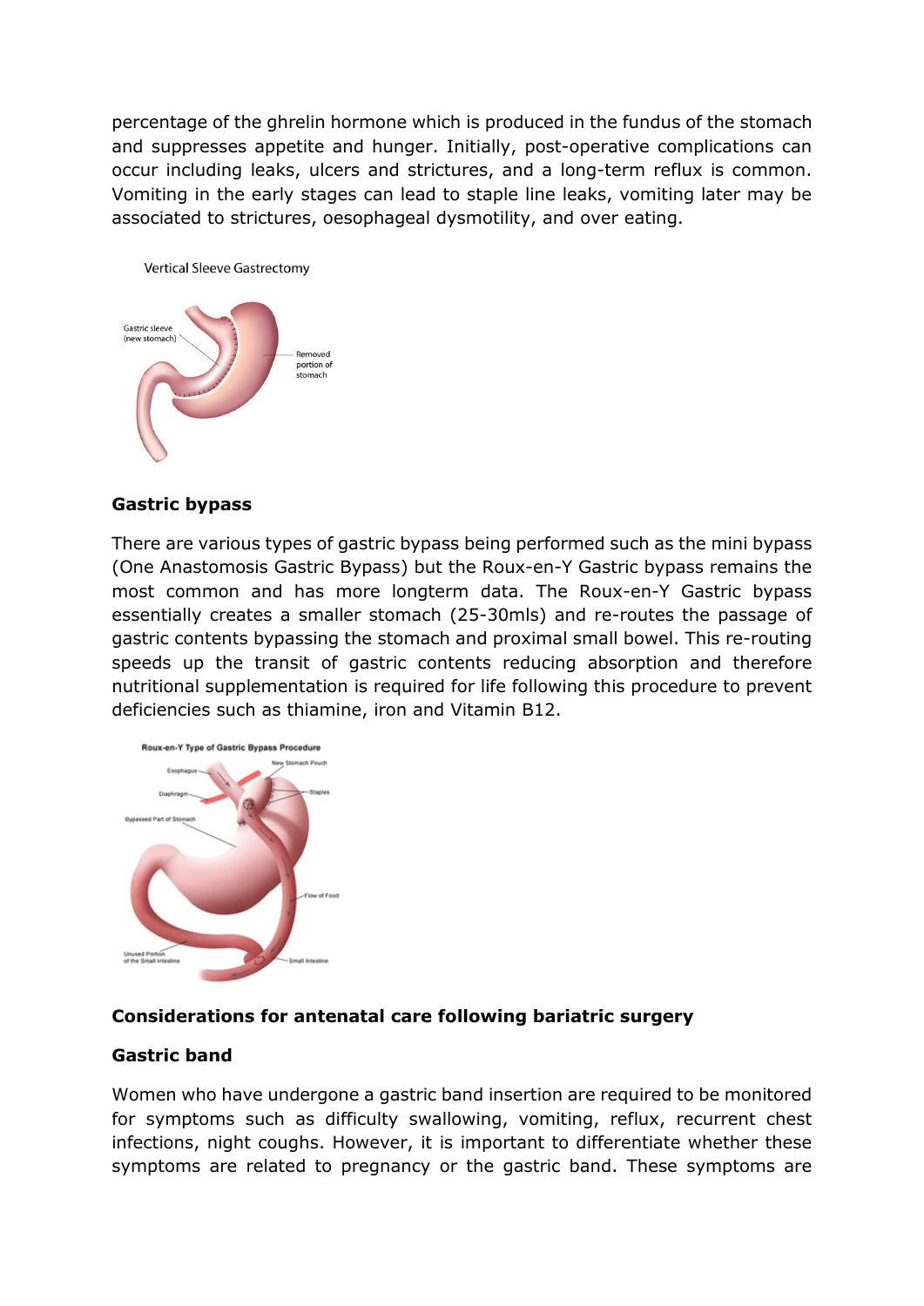percentage of the ghrelin hormone which is produced in the fundus of the stomach and suppresses appetite and hunger. Initially, post-operative complications can occur including leaks, ulcers and strictures, and a long-term reflux is common. Vomiting in the early stages can lead to staple line leaks, vomiting later may be associated to strictures, oesophageal dysmotility, and over eating.

Vertical Sleeve Gastrectomy

### Gastric bypass

There are various types of gastric bypass being performed such as the mini bypass (One Anastomosis Gastric Bypass) but the Roux-en-Y Gastric bypass remains the most common and has more longterm data. The Roux-en-Y Gastric bypass essentially creates a smaller stomach (25-30mls) and re-routes the passage of gastric contents bypassing the stomach and proximal small bowel. This re-routing speeds up the transit of gastric contents reducing absorption and therefore nutritional supplementation is required for life following this procedure to prevent deficiencies such as thiamine, iron and Vitamin B12.

Roux-en-Y Type of Gastric Bypass Procedure

### Considerations for antenatal care following bariatric surgery

### Gastric band

Women who have undergone a gastric band insertion are required to be monitored for symptoms such as difficulty swallowing, vomiting, reflux, recurrent chest infections, night coughs. However, it is important to differentiate whether these symptoms are related to pregnancy or the gastric band. These symptoms are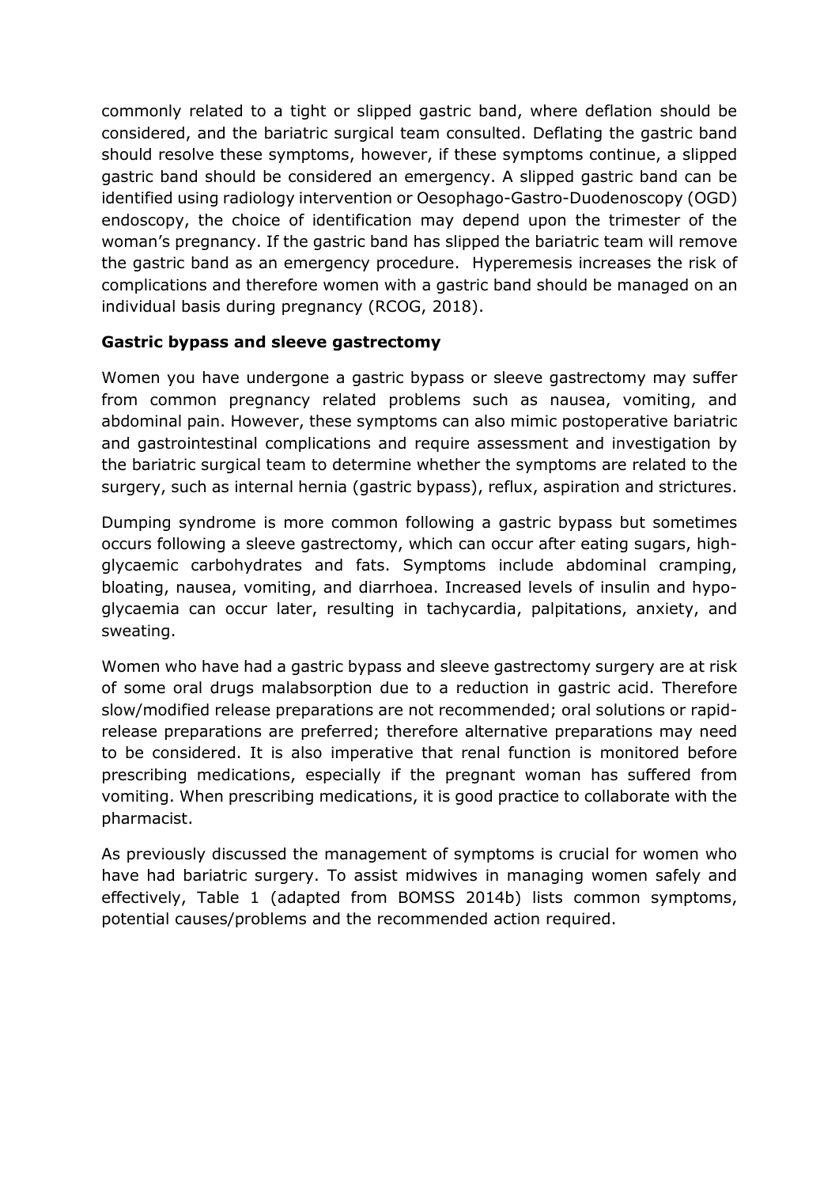commonly related to a tight or slipped gastric band, where deflation should be considered, and the bariatric surgical team consulted. Deflating the gastric band should resolve these symptoms, however, if these symptoms continue, a slipped gastric band should be considered an emergency. A slipped gastric band can be identified using radiology intervention or Oesophago-Gastro-Duodenoscopy (OGD) endoscopy, the choice of identification may depend upon the trimester of the woman's pregnancy. If the gastric band has slipped the bariatric team will remove the gastric band as an emergency procedure. Hyperemesis increases the risk of complications and therefore women with a gastric band should be managed on an individual basis during pregnancy (RCOG, 2018).

**Gastric bypass and sleeve gastrectomy**

Women you have undergone a gastric bypass or sleeve gastrectomy may suffer from common pregnancy related problems such as nausea, vomiting, and abdominal pain. However, these symptoms can also mimic postoperative bariatric and gastrointestinal complications and require assessment and investigation by the bariatric surgical team to determine whether the symptoms are related to the surgery, such as internal hernia (gastric bypass), reflux, aspiration and strictures.

Dumping syndrome is more common following a gastric bypass but sometimes occurs following a sleeve gastrectomy, which can occur after eating sugars, high-glycaemic carbohydrates and fats. Symptoms include abdominal cramping, bloating, nausea, vomiting, and diarrhoea. Increased levels of insulin and hypo-glycaemia can occur later, resulting in tachycardia, palpitations, anxiety, and sweating.

Women who have had a gastric bypass and sleeve gastrectomy surgery are at risk of some oral drugs malabsorption due to a reduction in gastric acid. Therefore slow/modified release preparations are not recommended; oral solutions or rapid-release preparations are preferred; therefore alternative preparations may need to be considered. It is also imperative that renal function is monitored before prescribing medications, especially if the pregnant woman has suffered from vomiting. When prescribing medications, it is good practice to collaborate with the pharmacist.

As previously discussed the management of symptoms is crucial for women who have had bariatric surgery. To assist midwives in managing women safely and effectively, Table 1 (adapted from BOMSS 2014b) lists common symptoms, potential causes/problems and the recommended action required.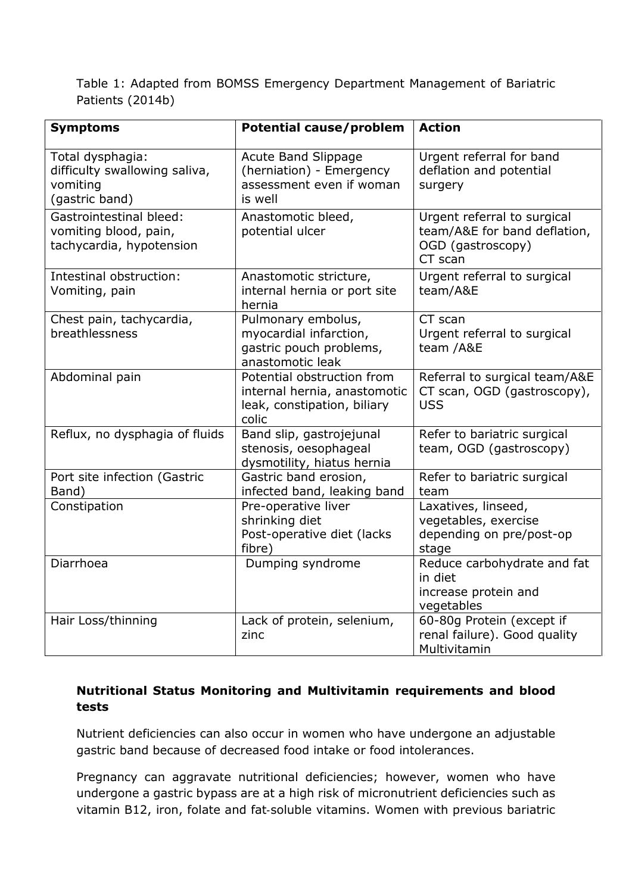Table 1: Adapted from BOMSS Emergency Department Management of Bariatric Patients (2014b)

| **Symptoms** | **Potential cause/problem** | **Action** |
|---|---|---|
| Total dysphagia: difficulty swallowing saliva, vomiting (gastric band) | Acute Band Slippage (herniation) - Emergency assessment even if woman is well | Urgent referral for band deflation and potential surgery |
| Gastrointestinal bleed: vomiting blood, pain, tachycardia, hypotension | Anastomotic bleed, potential ulcer | Urgent referral to surgical team/A&E for band deflation, OGD (gastroscopy) CT scan |
| Intestinal obstruction: Vomiting, pain | Anastomotic stricture, internal hernia or port site hernia | Urgent referral to surgical team/A&E |
| Chest pain, tachycardia, breathlessness | Pulmonary embolus, myocardial infarction, gastric pouch problems, anastomotic leak | CT scan Urgent referral to surgical team /A&E |
| Abdominal pain | Potential obstruction from internal hernia, anastomotic leak, constipation, biliary colic | Referral to surgical team/A&E CT scan, OGD (gastroscopy), USS |
| Reflux, no dysphagia of fluids | Band slip, gastrojejunal stenosis, oesophageal dysmotility, hiatus hernia | Refer to bariatric surgical team, OGD (gastroscopy) |
| Port site infection (Gastric Band) | Gastric band erosion, infected band, leaking band | Refer to bariatric surgical team |
| Constipation | Pre-operative liver shrinking diet Post-operative diet (lacks fibre) | Laxatives, linseed, vegetables, exercise depending on pre/post-op stage |
| Diarrhoea | Dumping syndrome | Reduce carbohydrate and fat in diet increase protein and vegetables |
| Hair Loss/thinning | Lack of protein, selenium, zinc | 60-80g Protein (except if renal failure). Good quality Multivitamin |

### Nutritional Status Monitoring and Multivitamin requirements and blood tests

Nutrient deficiencies can also occur in women who have undergone an adjustable gastric band because of decreased food intake or food intolerances.

Pregnancy can aggravate nutritional deficiencies; however, women who have undergone a gastric bypass are at a high risk of micronutrient deficiencies such as vitamin B12, iron, folate and fat-soluble vitamins. Women with previous bariatric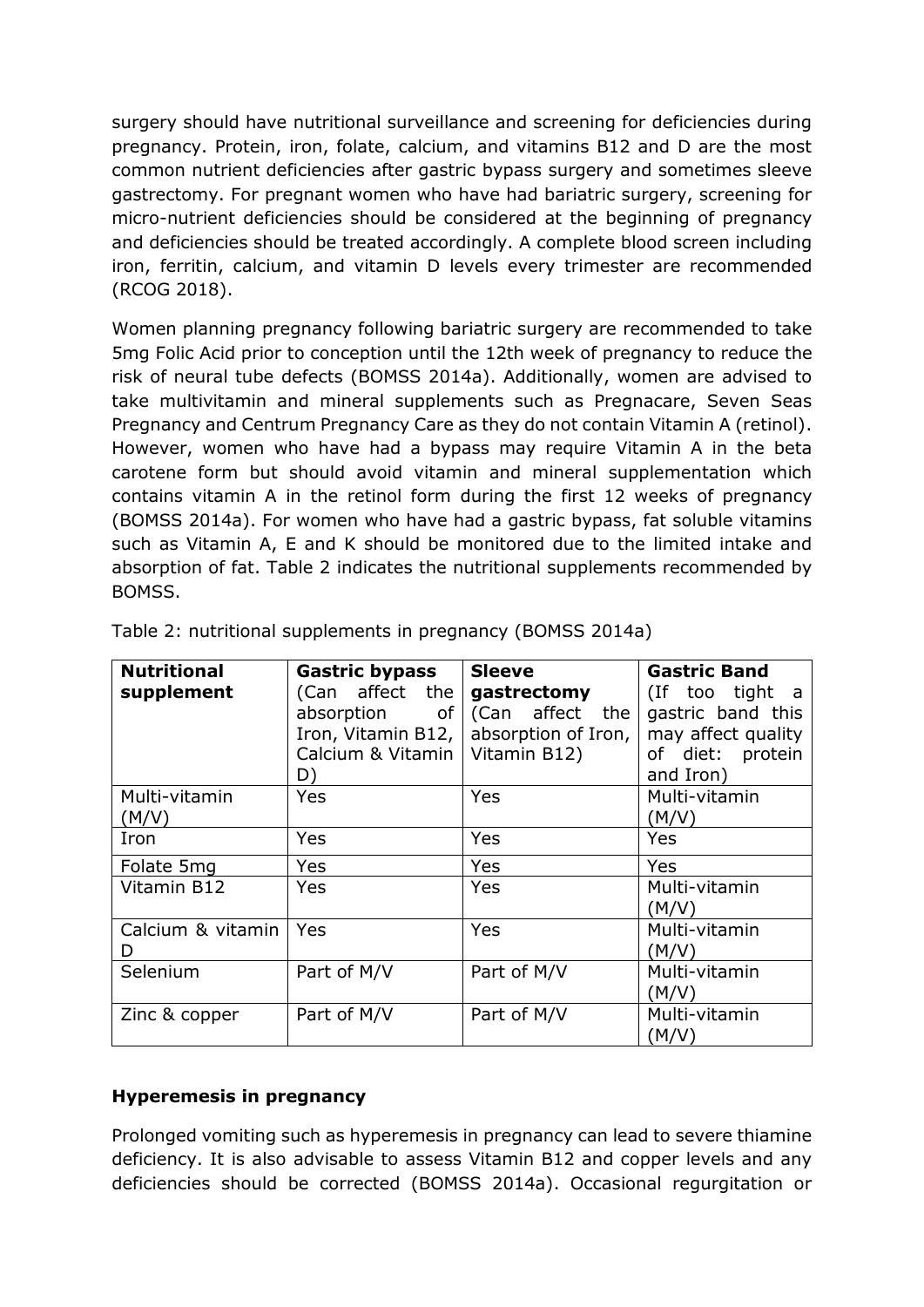surgery should have nutritional surveillance and screening for deficiencies during pregnancy. Protein, iron, folate, calcium, and vitamins B12 and D are the most common nutrient deficiencies after gastric bypass surgery and sometimes sleeve gastrectomy. For pregnant women who have had bariatric surgery, screening for micro-nutrient deficiencies should be considered at the beginning of pregnancy and deficiencies should be treated accordingly. A complete blood screen including iron, ferritin, calcium, and vitamin D levels every trimester are recommended (RCOG 2018).

Women planning pregnancy following bariatric surgery are recommended to take 5mg Folic Acid prior to conception until the 12th week of pregnancy to reduce the risk of neural tube defects (BOMSS 2014a). Additionally, women are advised to take multivitamin and mineral supplements such as Pregnacare, Seven Seas Pregnancy and Centrum Pregnancy Care as they do not contain Vitamin A (retinol). However, women who have had a bypass may require Vitamin A in the beta carotene form but should avoid vitamin and mineral supplementation which contains vitamin A in the retinol form during the first 12 weeks of pregnancy (BOMSS 2014a). For women who have had a gastric bypass, fat soluble vitamins such as Vitamin A, E and K should be monitored due to the limited intake and absorption of fat. Table 2 indicates the nutritional supplements recommended by BOMSS.

Table 2: nutritional supplements in pregnancy (BOMSS 2014a)

| **Nutritional supplement** | **Gastric bypass** (Can affect the absorption of Iron, Vitamin B12, Calcium & Vitamin D) | **Sleeve gastrectomy** (Can affect the absorption of Iron, Vitamin B12) | **Gastric Band** (If too tight a gastric band this may affect quality of diet: protein and Iron) |
|---|---|---|---|
| Multi-vitamin (M/V) | Yes | Yes | Multi-vitamin (M/V) |
| Iron | Yes | Yes | Yes |
| Folate 5mg | Yes | Yes | Yes |
| Vitamin B12 | Yes | Yes | Multi-vitamin (M/V) |
| Calcium & vitamin D | Yes | Yes | Multi-vitamin (M/V) |
| Selenium | Part of M/V | Part of M/V | Multi-vitamin (M/V) |
| Zinc & copper | Part of M/V | Part of M/V | Multi-vitamin (M/V) |

**Hyperemesis in pregnancy**

Prolonged vomiting such as hyperemesis in pregnancy can lead to severe thiamine deficiency. It is also advisable to assess Vitamin B12 and copper levels and any deficiencies should be corrected (BOMSS 2014a). Occasional regurgitation or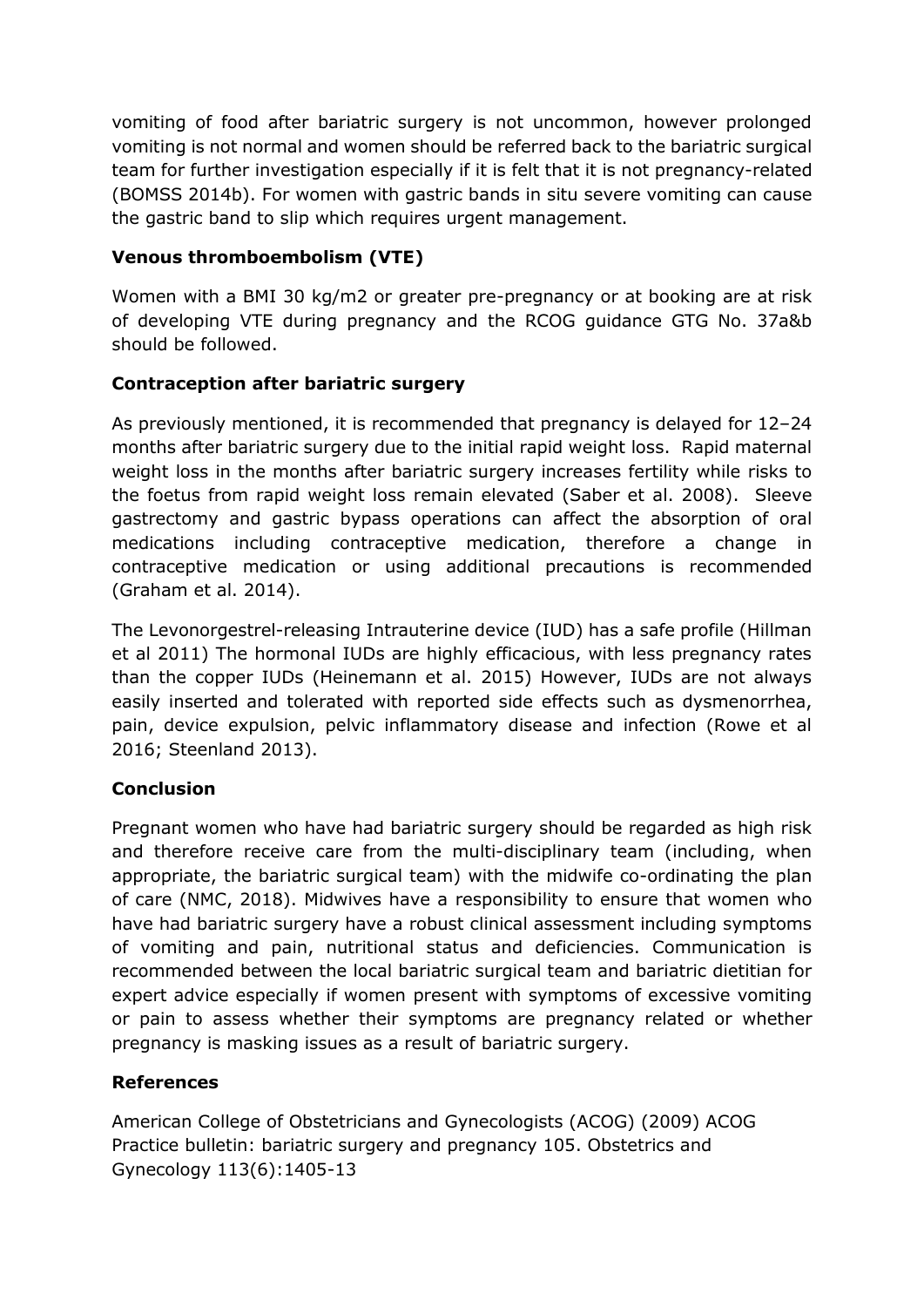vomiting of food after bariatric surgery is not uncommon, however prolonged vomiting is not normal and women should be referred back to the bariatric surgical team for further investigation especially if it is felt that it is not pregnancy-related (BOMSS 2014b). For women with gastric bands in situ severe vomiting can cause the gastric band to slip which requires urgent management.

### Venous thromboembolism (VTE)

Women with a BMI 30 kg/m2 or greater pre-pregnancy or at booking are at risk of developing VTE during pregnancy and the RCOG guidance GTG No. 37a&b should be followed.

### Contraception after bariatric surgery

As previously mentioned, it is recommended that pregnancy is delayed for 12–24 months after bariatric surgery due to the initial rapid weight loss. Rapid maternal weight loss in the months after bariatric surgery increases fertility while risks to the foetus from rapid weight loss remain elevated (Saber et al. 2008). Sleeve gastrectomy and gastric bypass operations can affect the absorption of oral medications including contraceptive medication, therefore a change in contraceptive medication or using additional precautions is recommended (Graham et al. 2014).

The Levonorgestrel-releasing Intrauterine device (IUD) has a safe profile (Hillman et al 2011) The hormonal IUDs are highly efficacious, with less pregnancy rates than the copper IUDs (Heinemann et al. 2015) However, IUDs are not always easily inserted and tolerated with reported side effects such as dysmenorrhea, pain, device expulsion, pelvic inflammatory disease and infection (Rowe et al 2016; Steenland 2013).

### Conclusion

Pregnant women who have had bariatric surgery should be regarded as high risk and therefore receive care from the multi-disciplinary team (including, when appropriate, the bariatric surgical team) with the midwife co-ordinating the plan of care (NMC, 2018). Midwives have a responsibility to ensure that women who have had bariatric surgery have a robust clinical assessment including symptoms of vomiting and pain, nutritional status and deficiencies. Communication is recommended between the local bariatric surgical team and bariatric dietitian for expert advice especially if women present with symptoms of excessive vomiting or pain to assess whether their symptoms are pregnancy related or whether pregnancy is masking issues as a result of bariatric surgery.

### References

American College of Obstetricians and Gynecologists (ACOG) (2009) ACOG Practice bulletin: bariatric surgery and pregnancy 105. Obstetrics and Gynecology 113(6):1405-13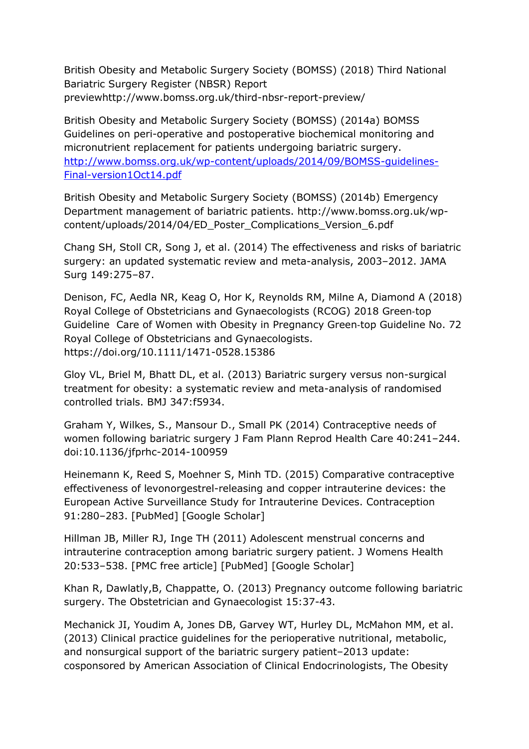British Obesity and Metabolic Surgery Society (BOMSS) (2018) Third National Bariatric Surgery Register (NBSR) Report previewhttp://www.bomss.org.uk/third-nbsr-report-preview/

British Obesity and Metabolic Surgery Society (BOMSS) (2014a) BOMSS Guidelines on peri-operative and postoperative biochemical monitoring and micronutrient replacement for patients undergoing bariatric surgery. [http://www.bomss.org.uk/wp-content/uploads/2014/09/BOMSS-guidelines-Final-version1Oct14.pdf](http://www.bomss.org.uk/wp-content/uploads/2014/09/BOMSS-guidelines-Final-version1Oct14.pdf)

British Obesity and Metabolic Surgery Society (BOMSS) (2014b) Emergency Department management of bariatric patients. http://www.bomss.org.uk/wp-content/uploads/2014/04/ED_Poster_Complications_Version_6.pdf

Chang SH, Stoll CR, Song J, et al. (2014) The effectiveness and risks of bariatric surgery: an updated systematic review and meta-analysis, 2003–2012. JAMA Surg 149:275–87.

Denison, FC, Aedla NR, Keag O, Hor K, Reynolds RM, Milne A, Diamond A (2018) Royal College of Obstetricians and Gynaecologists (RCOG) 2018 Green-top Guideline Care of Women with Obesity in Pregnancy Green-top Guideline No. 72 Royal College of Obstetricians and Gynaecologists. https://doi.org/10.1111/1471-0528.15386

Gloy VL, Briel M, Bhatt DL, et al. (2013) Bariatric surgery versus non-surgical treatment for obesity: a systematic review and meta-analysis of randomised controlled trials. BMJ 347:f5934.

Graham Y, Wilkes, S., Mansour D., Small PK (2014) Contraceptive needs of women following bariatric surgery J Fam Plann Reprod Health Care 40:241–244. doi:10.1136/jfprhc-2014-100959

Heinemann K, Reed S, Moehner S, Minh TD. (2015) Comparative contraceptive effectiveness of levonorgestrel-releasing and copper intrauterine devices: the European Active Surveillance Study for Intrauterine Devices. Contraception 91:280–283. [PubMed] [Google Scholar]

Hillman JB, Miller RJ, Inge TH (2011) Adolescent menstrual concerns and intrauterine contraception among bariatric surgery patient. J Womens Health 20:533–538. [PMC free article] [PubMed] [Google Scholar]

Khan R, Dawlatly,B, Chappatte, O. (2013) Pregnancy outcome following bariatric surgery. The Obstetrician and Gynaecologist 15:37-43.

Mechanick JI, Youdim A, Jones DB, Garvey WT, Hurley DL, McMahon MM, et al. (2013) Clinical practice guidelines for the perioperative nutritional, metabolic, and nonsurgical support of the bariatric surgery patient–2013 update: cosponsored by American Association of Clinical Endocrinologists, The Obesity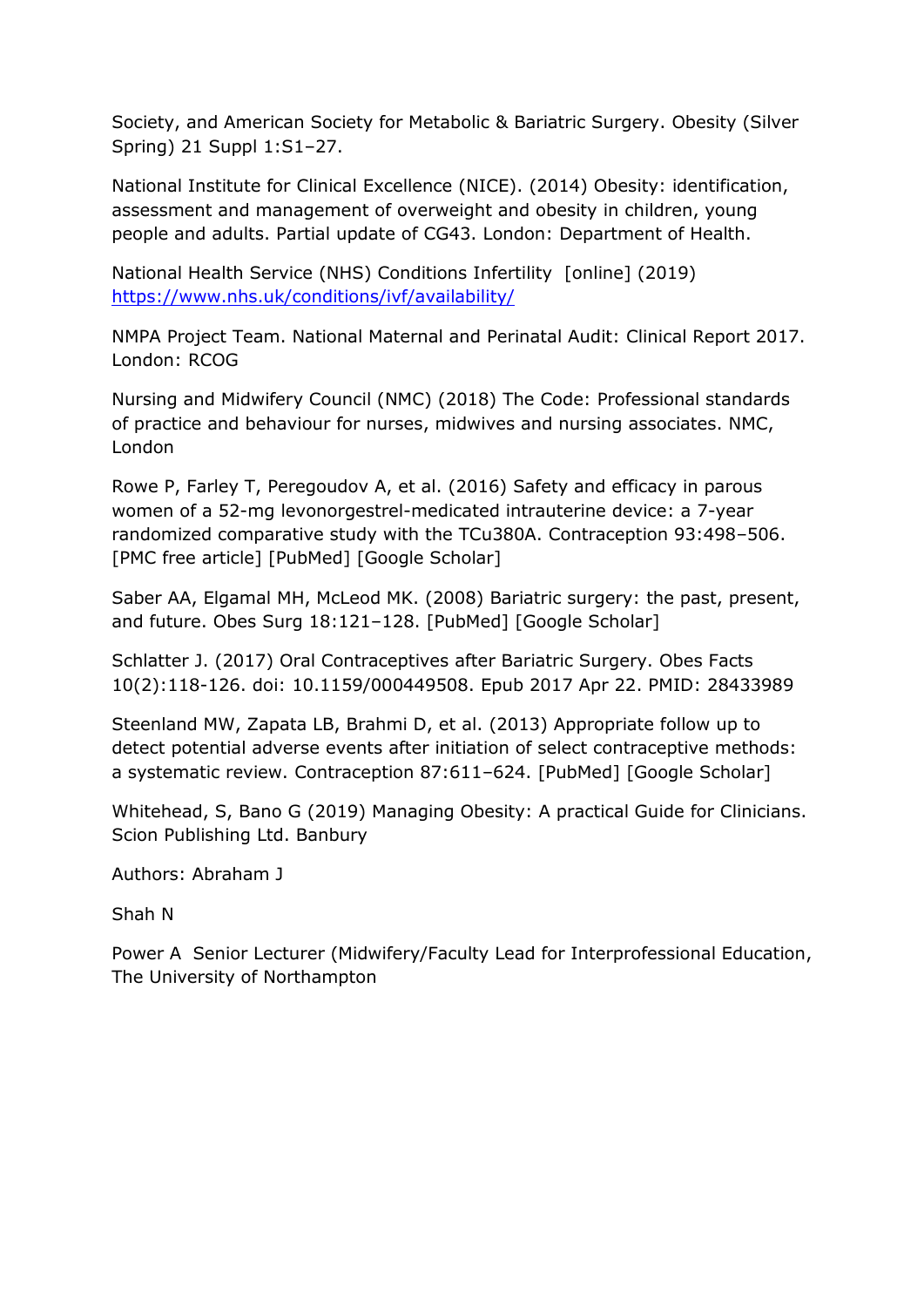Society, and American Society for Metabolic & Bariatric Surgery. Obesity (Silver Spring) 21 Suppl 1:S1–27.

National Institute for Clinical Excellence (NICE). (2014) Obesity: identification, assessment and management of overweight and obesity in children, young people and adults. Partial update of CG43. London: Department of Health.

National Health Service (NHS) Conditions Infertility [online] (2019) https://www.nhs.uk/conditions/ivf/availability/

NMPA Project Team. National Maternal and Perinatal Audit: Clinical Report 2017. London: RCOG

Nursing and Midwifery Council (NMC) (2018) The Code: Professional standards of practice and behaviour for nurses, midwives and nursing associates. NMC, London

Rowe P, Farley T, Peregoudov A, et al. (2016) Safety and efficacy in parous women of a 52-mg levonorgestrel-medicated intrauterine device: a 7-year randomized comparative study with the TCu380A. Contraception 93:498–506. [PMC free article] [PubMed] [Google Scholar]

Saber AA, Elgamal MH, McLeod MK. (2008) Bariatric surgery: the past, present, and future. Obes Surg 18:121–128. [PubMed] [Google Scholar]

Schlatter J. (2017) Oral Contraceptives after Bariatric Surgery. Obes Facts 10(2):118-126. doi: 10.1159/000449508. Epub 2017 Apr 22. PMID: 28433989

Steenland MW, Zapata LB, Brahmi D, et al. (2013) Appropriate follow up to detect potential adverse events after initiation of select contraceptive methods: a systematic review. Contraception 87:611–624. [PubMed] [Google Scholar]

Whitehead, S, Bano G (2019) Managing Obesity: A practical Guide for Clinicians. Scion Publishing Ltd. Banbury

Authors: Abraham J

Shah N

Power A Senior Lecturer (Midwifery/Faculty Lead for Interprofessional Education, The University of Northampton